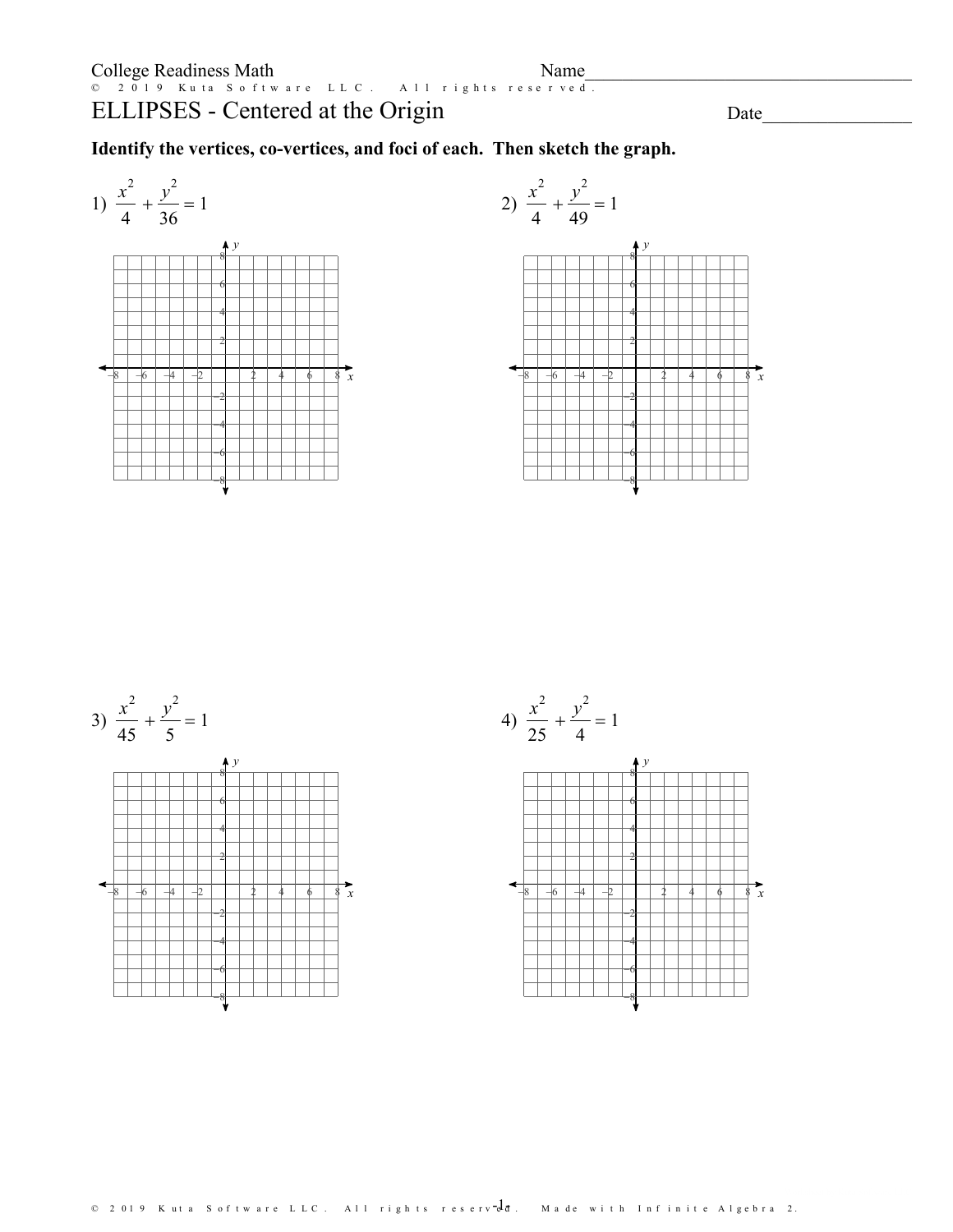College Readiness Math

Name\_\_\_\_\_\_\_\_\_\_\_\_\_\_\_\_\_\_\_\_\_\_\_\_\_\_\_\_\_\_\_\_\_\_\_\_

# ELLIPSES - Centered at the Origin

Date\_\_\_\_\_\_\_\_\_\_\_\_\_\_\_\_

**Identify the vertices, co-vertices, and foci of each. Then sketch the graph.**

1) $\dfrac{x^2}{4} + \dfrac{y^2}{36} = 1$

2) $\dfrac{x^2}{4} + \dfrac{y^2}{49} = 1$

3) $\dfrac{x^2}{45} + \dfrac{y^2}{5} = 1$

4) $\dfrac{x^2}{25} + \dfrac{y^2}{4} = 1$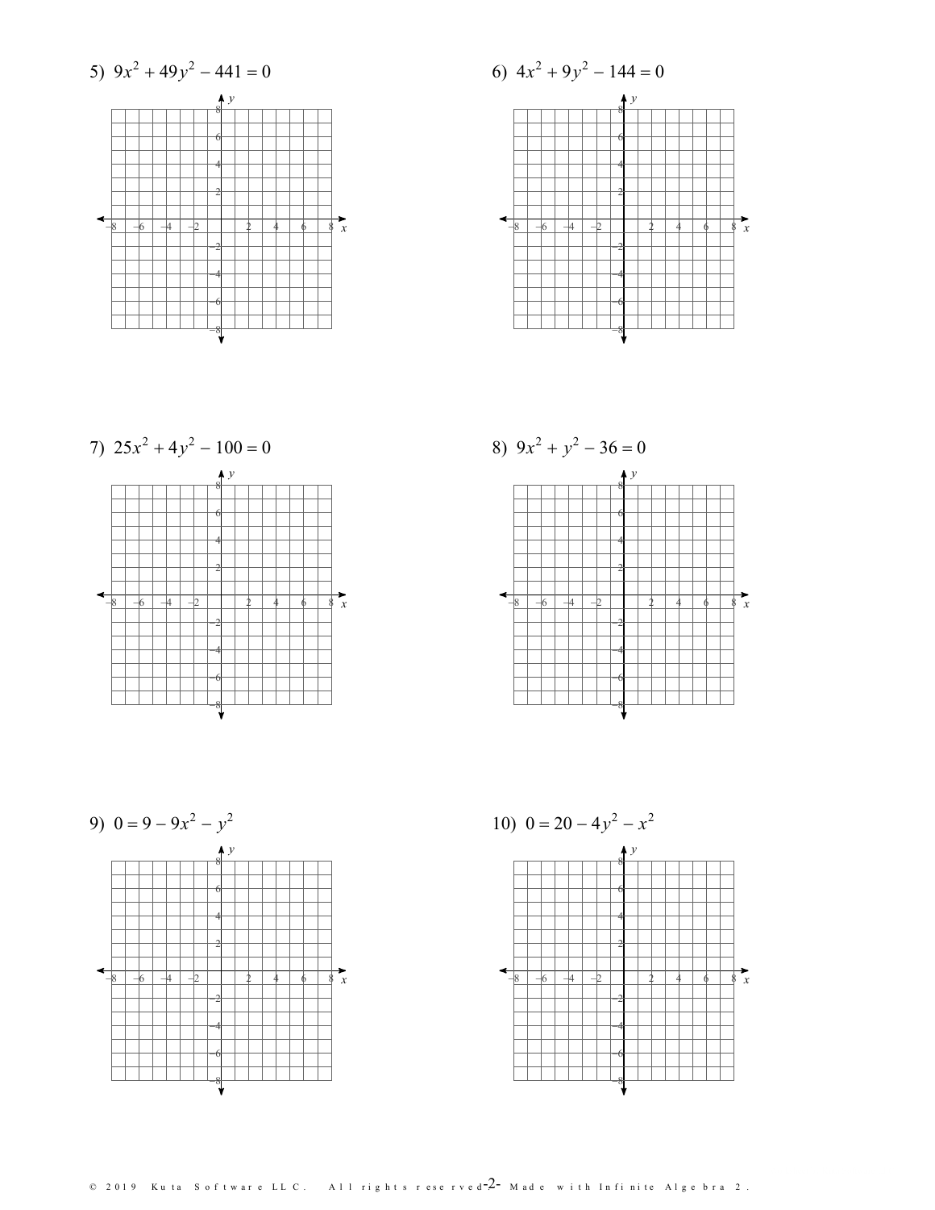5) $9x^2 + 49y^2 - 441 = 0$

6) $4x^2 + 9y^2 - 144 = 0$

7) $25x^2 + 4y^2 - 100 = 0$

8) $9x^2 + y^2 - 36 = 0$

9) $0 = 9 - 9x^2 - y^2$

10) $0 = 20 - 4y^2 - x^2$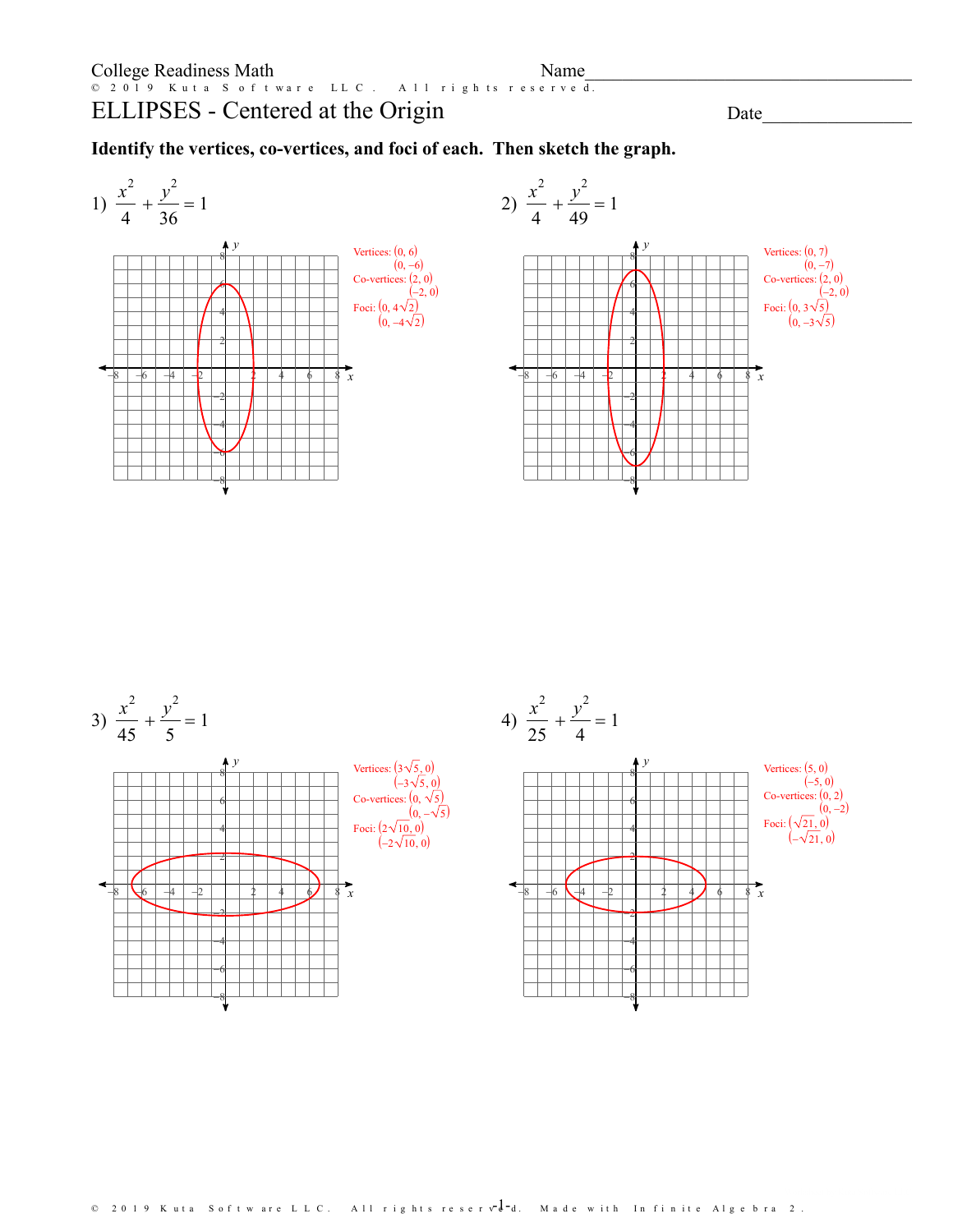College Readiness Math

Name\_\_\_\_\_\_\_\_\_\_\_\_\_\_\_\_\_\_\_\_\_\_\_\_\_\_\_\_\_\_\_\_\_\_\_\_

# ELLIPSES - Centered at the Origin

Date\_\_\_\_\_\_\_\_\_\_\_\_\_\_\_\_

**Identify the vertices, co-vertices, and foci of each. Then sketch the graph.**

1) $\dfrac{x^2}{4} + \dfrac{y^2}{36} = 1$

Vertices: $(0, 6)$, $(0, -6)$
Co-vertices: $(2, 0)$, $(-2, 0)$
Foci: $(0, 4\sqrt{2})$, $(0, -4\sqrt{2})$

2) $\dfrac{x^2}{4} + \dfrac{y^2}{49} = 1$

Vertices: $(0, 7)$, $(0, -7)$
Co-vertices: $(2, 0)$, $(-2, 0)$
Foci: $(0, 3\sqrt{5})$, $(0, -3\sqrt{5})$

3) $\dfrac{x^2}{45} + \dfrac{y^2}{5} = 1$

Vertices: $(3\sqrt{5}, 0)$, $(-3\sqrt{5}, 0)$
Co-vertices: $(0, \sqrt{5})$, $(0, -\sqrt{5})$
Foci: $(2\sqrt{10}, 0)$, $(-2\sqrt{10}, 0)$

4) $\dfrac{x^2}{25} + \dfrac{y^2}{4} = 1$

Vertices: $(5, 0)$, $(-5, 0)$
Co-vertices: $(0, 2)$, $(0, -2)$
Foci: $(\sqrt{21}, 0)$, $(-\sqrt{21}, 0)$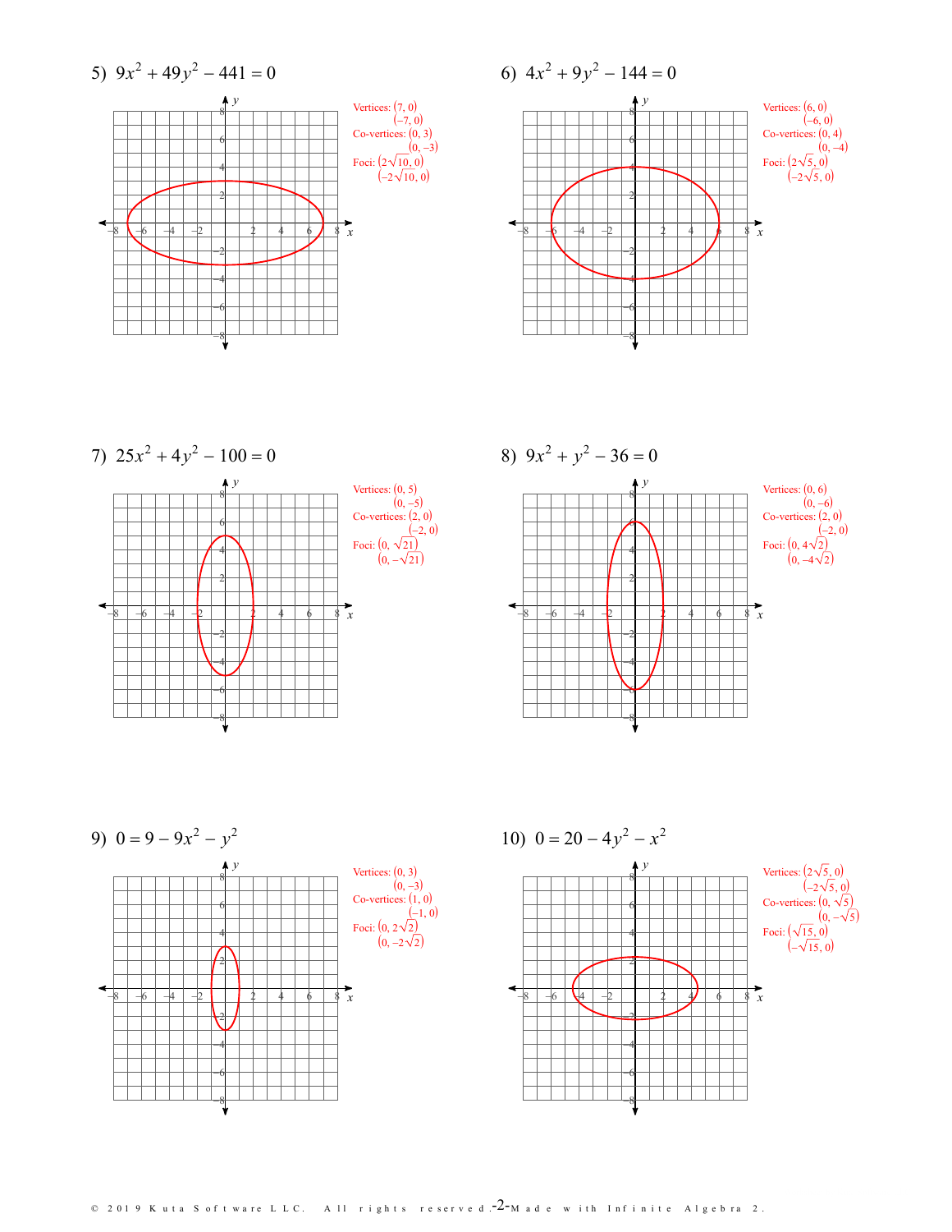5) $9x^2 + 49y^2 - 441 = 0$

Vertices: $(7, 0)$
$(-7, 0)$
Co-vertices: $(0, 3)$
$(0, -3)$
Foci: $(2\sqrt{10}, 0)$
$(-2\sqrt{10}, 0)$

6) $4x^2 + 9y^2 - 144 = 0$

Vertices: $(6, 0)$
$(-6, 0)$
Co-vertices: $(0, 4)$
$(0, -4)$
Foci: $(2\sqrt{5}, 0)$
$(-2\sqrt{5}, 0)$

7) $25x^2 + 4y^2 - 100 = 0$

Vertices: $(0, 5)$
$(0, -5)$
Co-vertices: $(2, 0)$
$(-2, 0)$
Foci: $(0, \sqrt{21})$
$(0, -\sqrt{21})$

8) $9x^2 + y^2 - 36 = 0$

Vertices: $(0, 6)$
$(0, -6)$
Co-vertices: $(2, 0)$
$(-2, 0)$
Foci: $(0, 4\sqrt{2})$
$(0, -4\sqrt{2})$

9) $0 = 9 - 9x^2 - y^2$

Vertices: $(0, 3)$
$(0, -3)$
Co-vertices: $(1, 0)$
$(-1, 0)$
Foci: $(0, 2\sqrt{2})$
$(0, -2\sqrt{2})$

10) $0 = 20 - 4y^2 - x^2$

Vertices: $(2\sqrt{5}, 0)$
$(-2\sqrt{5}, 0)$
Co-vertices: $(0, \sqrt{5})$
$(0, -\sqrt{5})$
Foci: $(\sqrt{15}, 0)$
$(-\sqrt{15}, 0)$

© 2019 Kuta Software LLC. All rights reserved. Made with Infinite Algebra 2.